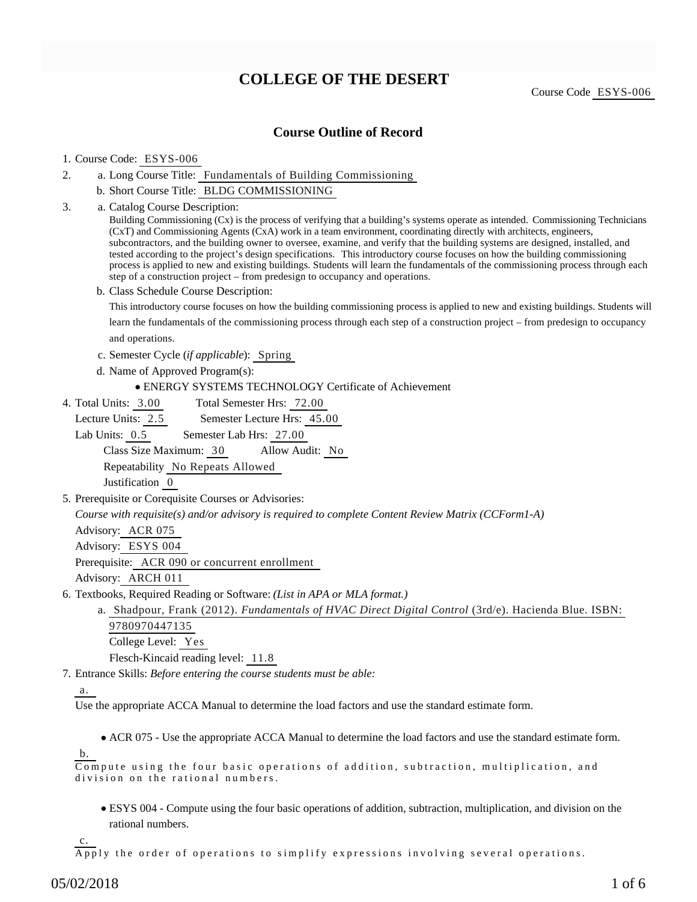# COLLEGE OF THE DESERT

Course Code ESYS-006

## Course Outline of Record

1. Course Code: ESYS-006
2. a. Long Course Title: Fundamentals of Building Commissioning
   b. Short Course Title: BLDG COMMISSIONING
3. a. Catalog Course Description:
   Building Commissioning (Cx) is the process of verifying that a building's systems operate as intended. Commissioning Technicians (CxT) and Commissioning Agents (CxA) work in a team environment, coordinating directly with architects, engineers, subcontractors, and the building owner to oversee, examine, and verify that the building systems are designed, installed, and tested according to the project's design specifications. This introductory course focuses on how the building commissioning process is applied to new and existing buildings. Students will learn the fundamentals of the commissioning process through each step of a construction project – from predesign to occupancy and operations.

   b. Class Schedule Course Description:
   This introductory course focuses on how the building commissioning process is applied to new and existing buildings. Students will learn the fundamentals of the commissioning process through each step of a construction project – from predesign to occupancy and operations.

   c. Semester Cycle (*if applicable*): Spring

   d. Name of Approved Program(s):
   - ENERGY SYSTEMS TECHNOLOGY Certificate of Achievement
4. Total Units: 3.00 Total Semester Hrs: 72.00
   Lecture Units: 2.5 Semester Lecture Hrs: 45.00
   Lab Units: 0.5 Semester Lab Hrs: 27.00
   Class Size Maximum: 30 Allow Audit: No
   Repeatability No Repeats Allowed
   Justification 0
5. Prerequisite or Corequisite Courses or Advisories:
   *Course with requisite(s) and/or advisory is required to complete Content Review Matrix (CCForm1-A)*
   Advisory: ACR 075
   Advisory: ESYS 004
   Prerequisite: ACR 090 or concurrent enrollment
   Advisory: ARCH 011
6. Textbooks, Required Reading or Software: *(List in APA or MLA format.)*
   a. Shadpour, Frank (2012). *Fundamentals of HVAC Direct Digital Control* (3rd/e). Hacienda Blue. ISBN: 9780970447135
   College Level: Yes
   Flesch-Kincaid reading level: 11.8
7. Entrance Skills: *Before entering the course students must be able:*

   a.
   Use the appropriate ACCA Manual to determine the load factors and use the standard estimate form.
   - ACR 075 - Use the appropriate ACCA Manual to determine the load factors and use the standard estimate form.

   b.
   Compute using the four basic operations of addition, subtraction, multiplication, and division on the rational numbers.
   - ESYS 004 - Compute using the four basic operations of addition, subtraction, multiplication, and division on the rational numbers.

   c.
   Apply the order of operations to simplify expressions involving several operations.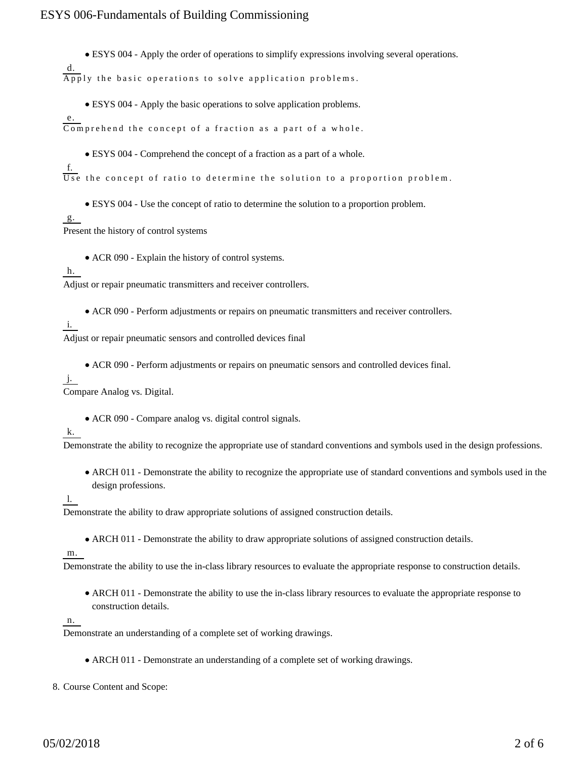- ESYS 004 - Apply the order of operations to simplify expressions involving several operations.

d.
Apply the basic operations to solve application problems.

- ESYS 004 - Apply the basic operations to solve application problems.

e.
Comprehend the concept of a fraction as a part of a whole.

- ESYS 004 - Comprehend the concept of a fraction as a part of a whole.

f.
Use the concept of ratio to determine the solution to a proportion problem.

- ESYS 004 - Use the concept of ratio to determine the solution to a proportion problem.

g.
Present the history of control systems

- ACR 090 - Explain the history of control systems.

h.
Adjust or repair pneumatic transmitters and receiver controllers.

- ACR 090 - Perform adjustments or repairs on pneumatic transmitters and receiver controllers.

i.
Adjust or repair pneumatic sensors and controlled devices final

- ACR 090 - Perform adjustments or repairs on pneumatic sensors and controlled devices final.

j.
Compare Analog vs. Digital.

- ACR 090 - Compare analog vs. digital control signals.

k.
Demonstrate the ability to recognize the appropriate use of standard conventions and symbols used in the design professions.

- ARCH 011 - Demonstrate the ability to recognize the appropriate use of standard conventions and symbols used in the design professions.

l.
Demonstrate the ability to draw appropriate solutions of assigned construction details.

- ARCH 011 - Demonstrate the ability to draw appropriate solutions of assigned construction details.

m.
Demonstrate the ability to use the in-class library resources to evaluate the appropriate response to construction details.

- ARCH 011 - Demonstrate the ability to use the in-class library resources to evaluate the appropriate response to construction details.

n.
Demonstrate an understanding of a complete set of working drawings.

- ARCH 011 - Demonstrate an understanding of a complete set of working drawings.

8. Course Content and Scope: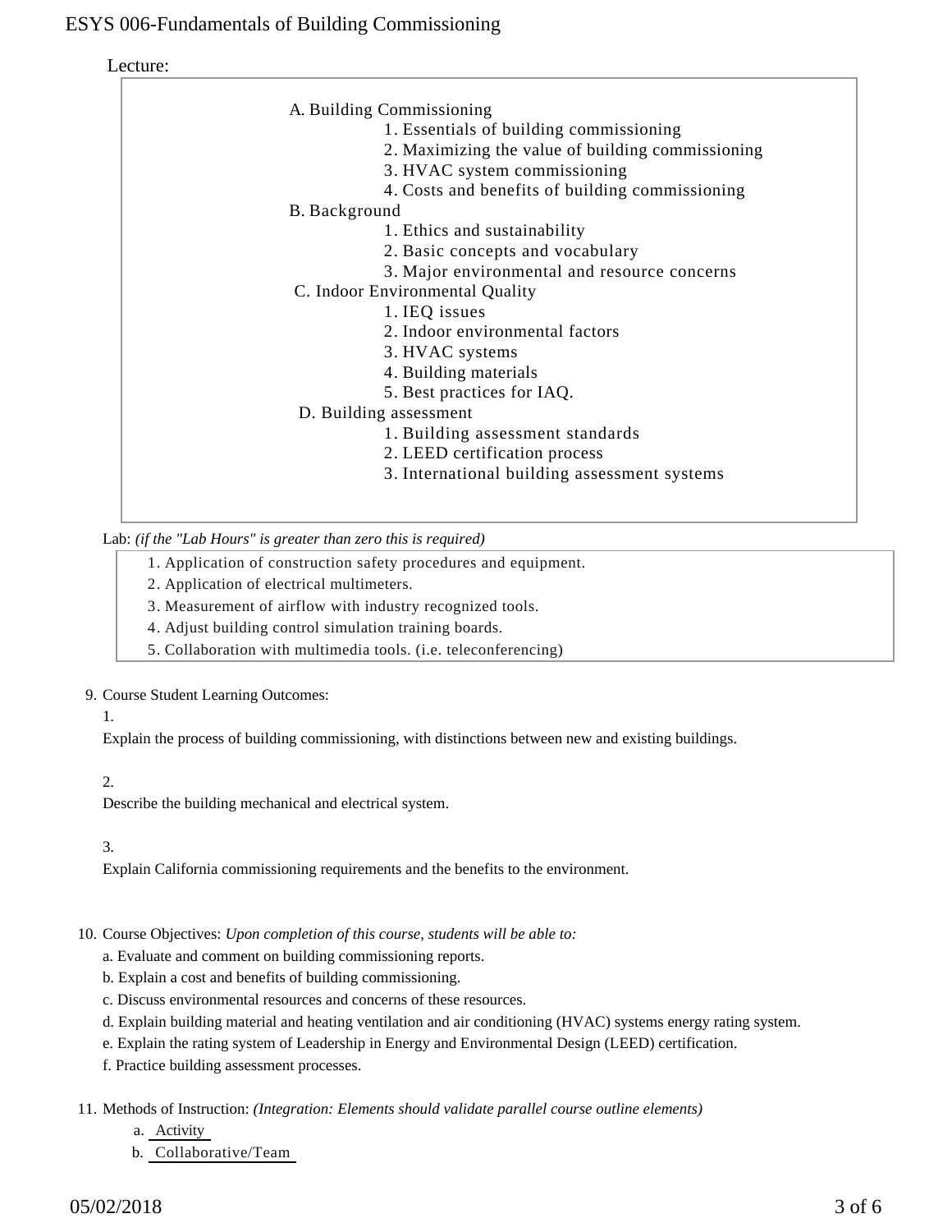Lecture:

A. Building Commissioning
   1. Essentials of building commissioning
   2. Maximizing the value of building commissioning
   3. HVAC system commissioning
   4. Costs and benefits of building commissioning

B. Background
   1. Ethics and sustainability
   2. Basic concepts and vocabulary
   3. Major environmental and resource concerns

C. Indoor Environmental Quality
   1. IEQ issues
   2. Indoor environmental factors
   3. HVAC systems
   4. Building materials
   5. Best practices for IAQ.

D. Building assessment
   1. Building assessment standards
   2. LEED certification process
   3. International building assessment systems

Lab: *(if the "Lab Hours" is greater than zero this is required)*

1. Application of construction safety procedures and equipment.
2. Application of electrical multimeters.
3. Measurement of airflow with industry recognized tools.
4. Adjust building control simulation training boards.
5. Collaboration with multimedia tools. (i.e. teleconferencing)

9. Course Student Learning Outcomes:

1.

Explain the process of building commissioning, with distinctions between new and existing buildings.

2.

Describe the building mechanical and electrical system.

3.

Explain California commissioning requirements and the benefits to the environment.

10. Course Objectives: *Upon completion of this course, students will be able to:*

a. Evaluate and comment on building commissioning reports.

b. Explain a cost and benefits of building commissioning.

c. Discuss environmental resources and concerns of these resources.

d. Explain building material and heating ventilation and air conditioning (HVAC) systems energy rating system.

e. Explain the rating system of Leadership in Energy and Environmental Design (LEED) certification.

f. Practice building assessment processes.

11. Methods of Instruction: *(Integration: Elements should validate parallel course outline elements)*

a. Activity

b. Collaborative/Team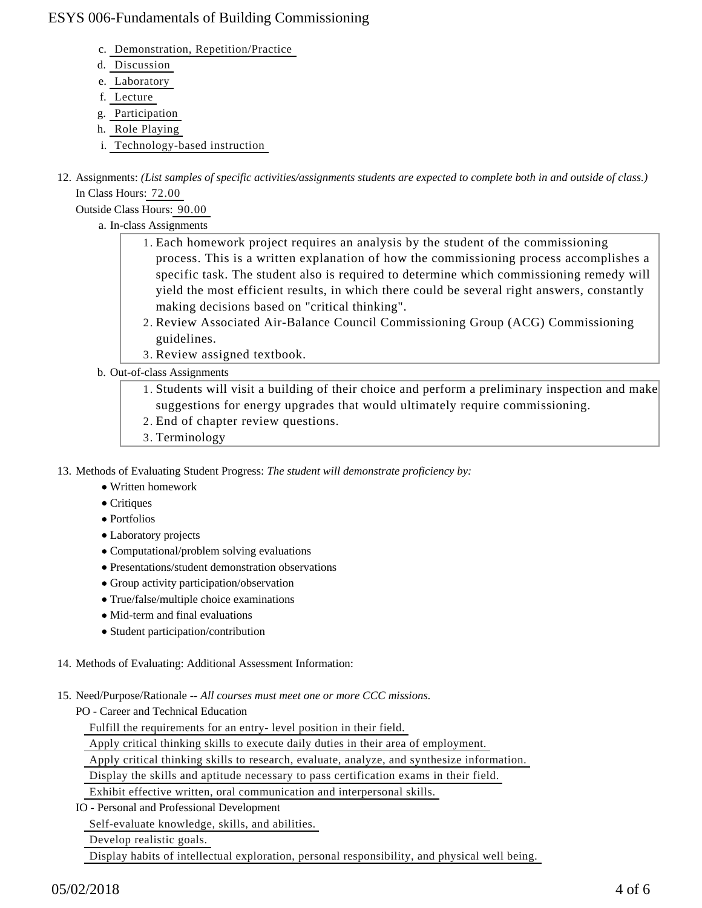c. Demonstration, Repetition/Practice
d. Discussion
e. Laboratory
f. Lecture
g. Participation
h. Role Playing
i. Technology-based instruction

12. Assignments: *(List samples of specific activities/assignments students are expected to complete both in and outside of class.)*
    In Class Hours: 72.00
    Outside Class Hours: 90.00
    a. In-class Assignments
        1. Each homework project requires an analysis by the student of the commissioning process. This is a written explanation of how the commissioning process accomplishes a specific task. The student also is required to determine which commissioning remedy will yield the most efficient results, in which there could be several right answers, constantly making decisions based on "critical thinking".
        2. Review Associated Air-Balance Council Commissioning Group (ACG) Commissioning guidelines.
        3. Review assigned textbook.
    b. Out-of-class Assignments
        1. Students will visit a building of their choice and perform a preliminary inspection and make suggestions for energy upgrades that would ultimately require commissioning.
        2. End of chapter review questions.
        3. Terminology

13. Methods of Evaluating Student Progress: *The student will demonstrate proficiency by:*
    - Written homework
    - Critiques
    - Portfolios
    - Laboratory projects
    - Computational/problem solving evaluations
    - Presentations/student demonstration observations
    - Group activity participation/observation
    - True/false/multiple choice examinations
    - Mid-term and final evaluations
    - Student participation/contribution

14. Methods of Evaluating: Additional Assessment Information:

15. Need/Purpose/Rationale -- *All courses must meet one or more CCC missions.*
    PO - Career and Technical Education
    Fulfill the requirements for an entry- level position in their field.
    Apply critical thinking skills to execute daily duties in their area of employment.
    Apply critical thinking skills to research, evaluate, analyze, and synthesize information.
    Display the skills and aptitude necessary to pass certification exams in their field.
    Exhibit effective written, oral communication and interpersonal skills.
    IO - Personal and Professional Development
    Self-evaluate knowledge, skills, and abilities.
    Develop realistic goals.
    Display habits of intellectual exploration, personal responsibility, and physical well being.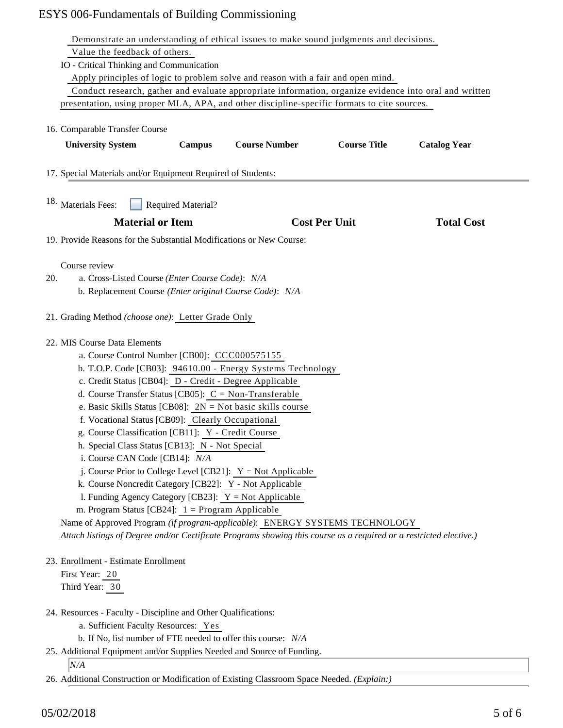Demonstrate an understanding of ethical issues to make sound judgments and decisions.
Value the feedback of others.

IO - Critical Thinking and Communication
Apply principles of logic to problem solve and reason with a fair and open mind.
Conduct research, gather and evaluate appropriate information, organize evidence into oral and written presentation, using proper MLA, APA, and other discipline-specific formats to cite sources.

16. Comparable Transfer Course

| University System | Campus | Course Number | Course Title | Catalog Year |
|---|---|---|---|---|

17. Special Materials and/or Equipment Required of Students:

18. Materials Fees: ☐ Required Material?

| Material or Item | Cost Per Unit | Total Cost |
|---|---|---|

19. Provide Reasons for the Substantial Modifications or New Course:

Course review

20. a. Cross-Listed Course *(Enter Course Code)*: *N/A*
    b. Replacement Course *(Enter original Course Code)*: *N/A*

21. Grading Method *(choose one)*: Letter Grade Only

22. MIS Course Data Elements
    a. Course Control Number [CB00]: CCC000575155
    b. T.O.P. Code [CB03]: 94610.00 - Energy Systems Technology
    c. Credit Status [CB04]: D - Credit - Degree Applicable
    d. Course Transfer Status [CB05]: C = Non-Transferable
    e. Basic Skills Status [CB08]: 2N = Not basic skills course
    f. Vocational Status [CB09]: Clearly Occupational
    g. Course Classification [CB11]: Y - Credit Course
    h. Special Class Status [CB13]: N - Not Special
    i. Course CAN Code [CB14]: *N/A*
    j. Course Prior to College Level [CB21]: Y = Not Applicable
    k. Course Noncredit Category [CB22]: Y - Not Applicable
    l. Funding Agency Category [CB23]: Y = Not Applicable
    m. Program Status [CB24]: 1 = Program Applicable

    Name of Approved Program *(if program-applicable)*: ENERGY SYSTEMS TECHNOLOGY
    *Attach listings of Degree and/or Certificate Programs showing this course as a required or a restricted elective.)*

23. Enrollment - Estimate Enrollment
    First Year: 20
    Third Year: 30

24. Resources - Faculty - Discipline and Other Qualifications:
    a. Sufficient Faculty Resources: Yes
    b. If No, list number of FTE needed to offer this course: *N/A*

25. Additional Equipment and/or Supplies Needed and Source of Funding.
    *N/A*

26. Additional Construction or Modification of Existing Classroom Space Needed. *(Explain:)*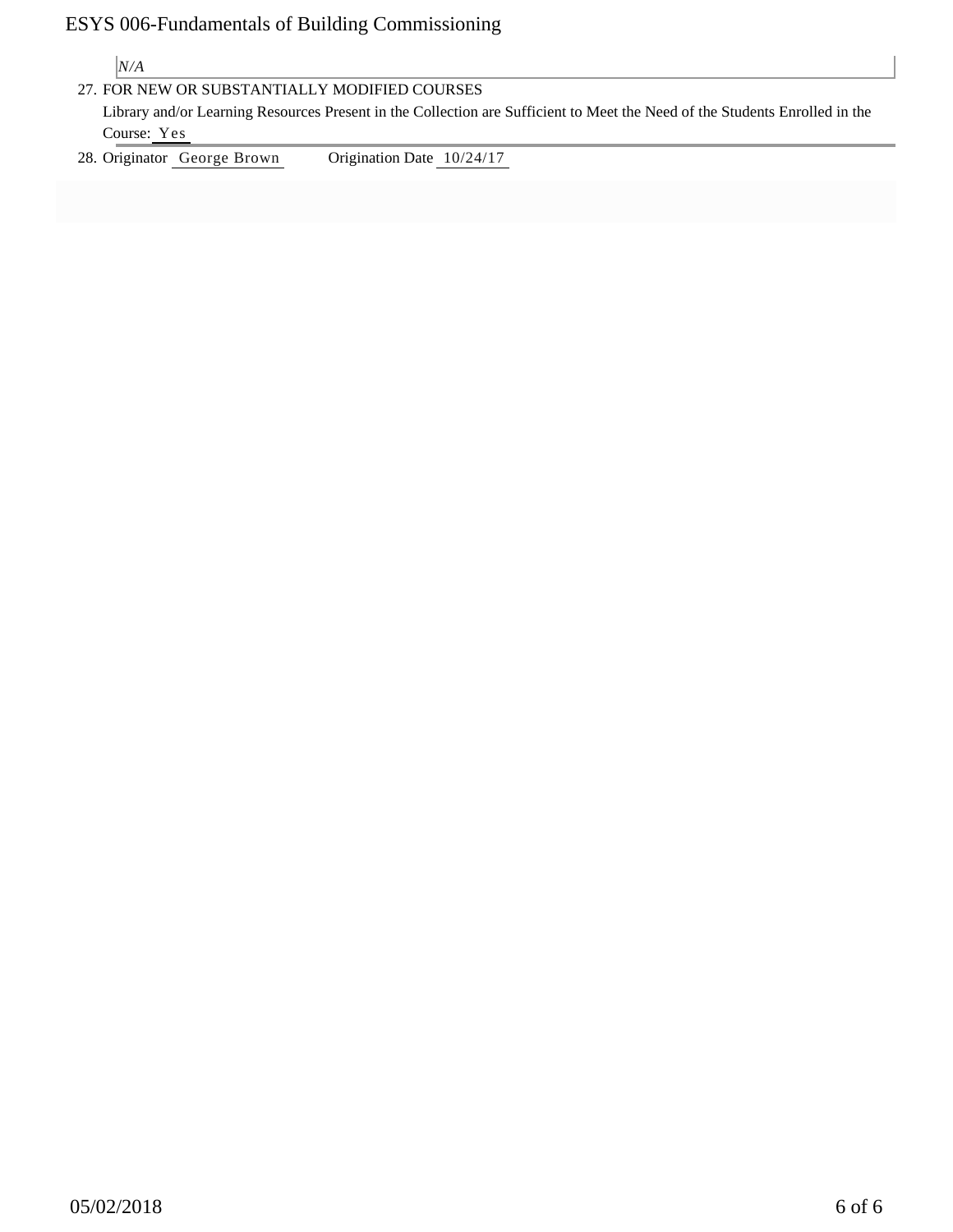*N/A*

27. FOR NEW OR SUBSTANTIALLY MODIFIED COURSES

    Library and/or Learning Resources Present in the Collection are Sufficient to Meet the Need of the Students Enrolled in the Course: Yes

28. Originator George Brown Origination Date 10/24/17